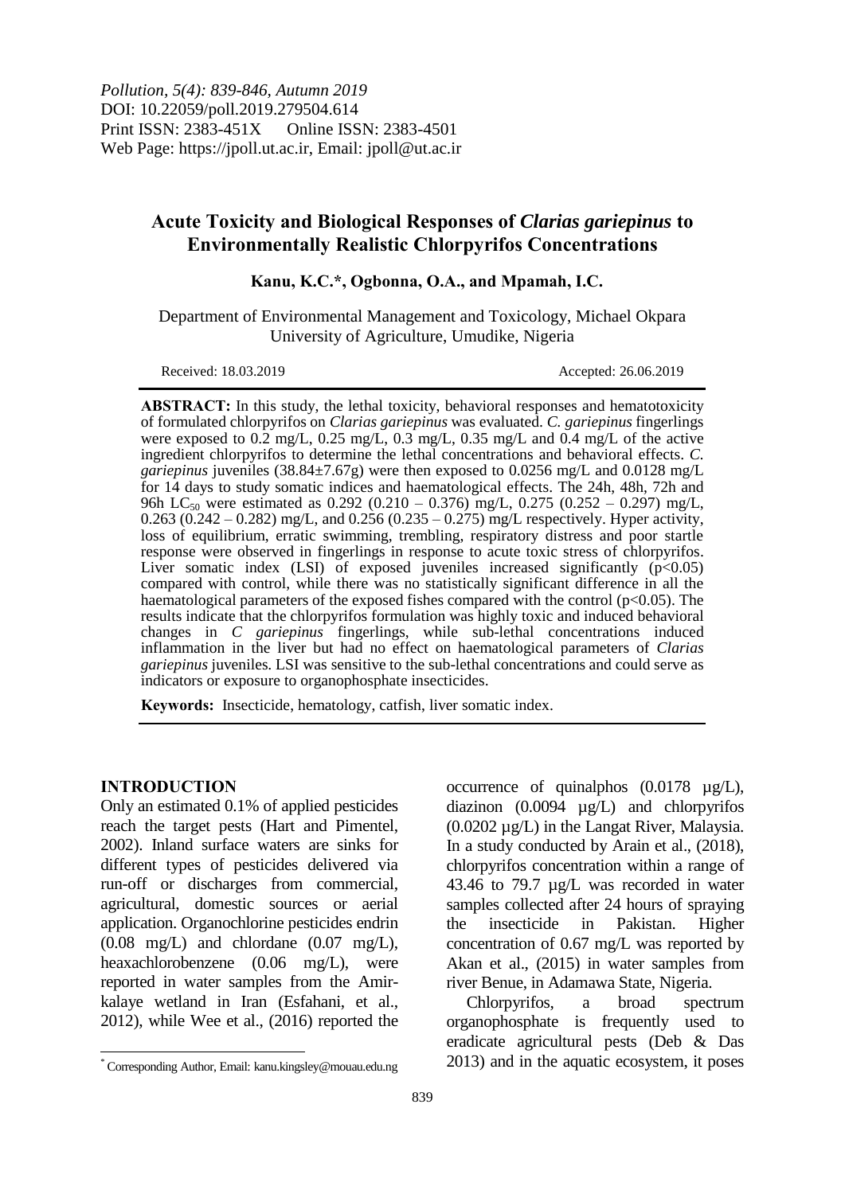Pollution, 5(4): 839-846, Autumn 2019
DOI: 10.22059/poll.2019.279504.614
Print ISSN: 2383-451X Online ISSN: 2383-4501
Web Page: https://jpoll.ut.ac.ir, Email: jpoll@ut.ac.ir

# Acute Toxicity and Biological Responses of *Clarias gariepinus* to Environmentally Realistic Chlorpyrifos Concentrations

**Kanu, K.C.*, Ogbonna, O.A., and Mpamah, I.C.**

Department of Environmental Management and Toxicology, Michael Okpara University of Agriculture, Umudike, Nigeria

Received: 18.03.2019 Accepted: 26.06.2019

**ABSTRACT:** In this study, the lethal toxicity, behavioral responses and hematotoxicity of formulated chlorpyrifos on *Clarias gariepinus* was evaluated. *C. gariepinus* fingerlings were exposed to 0.2 mg/L, 0.25 mg/L, 0.3 mg/L, 0.35 mg/L and 0.4 mg/L of the active ingredient chlorpyrifos to determine the lethal concentrations and behavioral effects. *C. gariepinus* juveniles (38.84±7.67g) were then exposed to 0.0256 mg/L and 0.0128 mg/L for 14 days to study somatic indices and haematological effects. The 24h, 48h, 72h and 96h $LC_{50}$ were estimated as 0.292 (0.210 – 0.376) mg/L, 0.275 (0.252 – 0.297) mg/L, 0.263 (0.242 – 0.282) mg/L, and 0.256 (0.235 – 0.275) mg/L respectively. Hyper activity, loss of equilibrium, erratic swimming, trembling, respiratory distress and poor startle response were observed in fingerlings in response to acute toxic stress of chlorpyrifos. Liver somatic index (LSI) of exposed juveniles increased significantly ($p<0.05$) compared with control, while there was no statistically significant difference in all the haematological parameters of the exposed fishes compared with the control ($p<0.05$). The results indicate that the chlorpyrifos formulation was highly toxic and induced behavioral changes in *C gariepinus* fingerlings, while sub-lethal concentrations induced inflammation in the liver but had no effect on haematological parameters of *Clarias gariepinus* juveniles. LSI was sensitive to the sub-lethal concentrations and could serve as indicators or exposure to organophosphate insecticides.

**Keywords:** Insecticide, hematology, catfish, liver somatic index.

## INTRODUCTION

Only an estimated 0.1% of applied pesticides reach the target pests (Hart and Pimentel, 2002). Inland surface waters are sinks for different types of pesticides delivered via run-off or discharges from commercial, agricultural, domestic sources or aerial application. Organochlorine pesticides endrin (0.08 mg/L) and chlordane (0.07 mg/L), heaxachlorobenzene (0.06 mg/L), were reported in water samples from the Amir-kalaye wetland in Iran (Esfahani, et al., 2012), while Wee et al., (2016) reported the occurrence of quinalphos (0.0178 µg/L), diazinon (0.0094 µg/L) and chlorpyrifos (0.0202 µg/L) in the Langat River, Malaysia. In a study conducted by Arain et al., (2018), chlorpyrifos concentration within a range of 43.46 to 79.7 µg/L was recorded in water samples collected after 24 hours of spraying the insecticide in Pakistan. Higher concentration of 0.67 mg/L was reported by Akan et al., (2015) in water samples from river Benue, in Adamawa State, Nigeria.

Chlorpyrifos, a broad spectrum organophosphate is frequently used to eradicate agricultural pests (Deb & Das 2013) and in the aquatic ecosystem, it poses

* Corresponding Author, Email: kanu.kingsley@mouau.edu.ng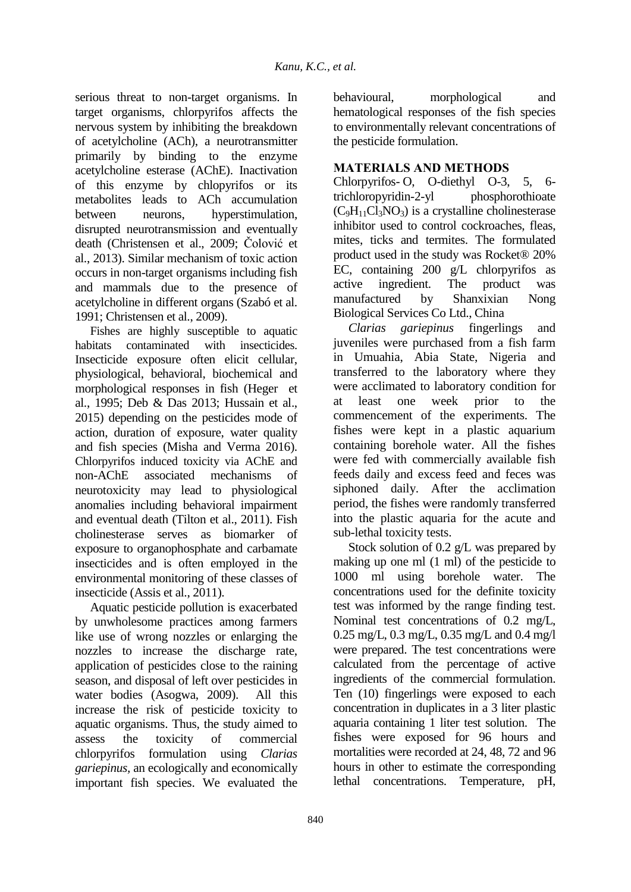serious threat to non-target organisms. In target organisms, chlorpyrifos affects the nervous system by inhibiting the breakdown of acetylcholine (ACh), a neurotransmitter primarily by binding to the enzyme acetylcholine esterase (AChE). Inactivation of this enzyme by chlopyrifos or its metabolites leads to ACh accumulation between neurons, hyperstimulation, disrupted neurotransmission and eventually death (Christensen et al., 2009; Čolović et al., 2013). Similar mechanism of toxic action occurs in non-target organisms including fish and mammals due to the presence of acetylcholine in different organs (Szabó et al. 1991; Christensen et al., 2009).

Fishes are highly susceptible to aquatic habitats contaminated with insecticides. Insecticide exposure often elicit cellular, physiological, behavioral, biochemical and morphological responses in fish (Heger et al., 1995; Deb & Das 2013; Hussain et al., 2015) depending on the pesticides mode of action, duration of exposure, water quality and fish species (Misha and Verma 2016). Chlorpyrifos induced toxicity via AChE and non-AChE associated mechanisms of neurotoxicity may lead to physiological anomalies including behavioral impairment and eventual death (Tilton et al., 2011). Fish cholinesterase serves as biomarker of exposure to organophosphate and carbamate insecticides and is often employed in the environmental monitoring of these classes of insecticide (Assis et al., 2011).

Aquatic pesticide pollution is exacerbated by unwholesome practices among farmers like use of wrong nozzles or enlarging the nozzles to increase the discharge rate, application of pesticides close to the raining season, and disposal of left over pesticides in water bodies (Asogwa, 2009). All this increase the risk of pesticide toxicity to aquatic organisms. Thus, the study aimed to assess the toxicity of commercial chlorpyrifos formulation using *Clarias gariepinus,* an ecologically and economically important fish species. We evaluated the behavioural, morphological and hematological responses of the fish species to environmentally relevant concentrations of the pesticide formulation.

## MATERIALS AND METHODS

Chlorpyrifos- O, O-diethyl O-3, 5, 6-trichloropyridin-2-yl phosphorothioate ($C_9H_{11}Cl_3NO_3$) is a crystalline cholinesterase inhibitor used to control cockroaches, fleas, mites, ticks and termites. The formulated product used in the study was Rocket® 20% EC, containing 200 g/L chlorpyrifos as active ingredient. The product was manufactured by Shanxixian Nong Biological Services Co Ltd., China

*Clarias gariepinus* fingerlings and juveniles were purchased from a fish farm in Umuahia, Abia State, Nigeria and transferred to the laboratory where they were acclimated to laboratory condition for at least one week prior to the commencement of the experiments. The fishes were kept in a plastic aquarium containing borehole water. All the fishes were fed with commercially available fish feeds daily and excess feed and feces was siphoned daily. After the acclimation period, the fishes were randomly transferred into the plastic aquaria for the acute and sub-lethal toxicity tests.

Stock solution of 0.2 g/L was prepared by making up one ml (1 ml) of the pesticide to 1000 ml using borehole water. The concentrations used for the definite toxicity test was informed by the range finding test. Nominal test concentrations of 0.2 mg/L, 0.25 mg/L, 0.3 mg/L, 0.35 mg/L and 0.4 mg/l were prepared. The test concentrations were calculated from the percentage of active ingredients of the commercial formulation. Ten (10) fingerlings were exposed to each concentration in duplicates in a 3 liter plastic aquaria containing 1 liter test solution. The fishes were exposed for 96 hours and mortalities were recorded at 24, 48, 72 and 96 hours in other to estimate the corresponding lethal concentrations. Temperature, pH,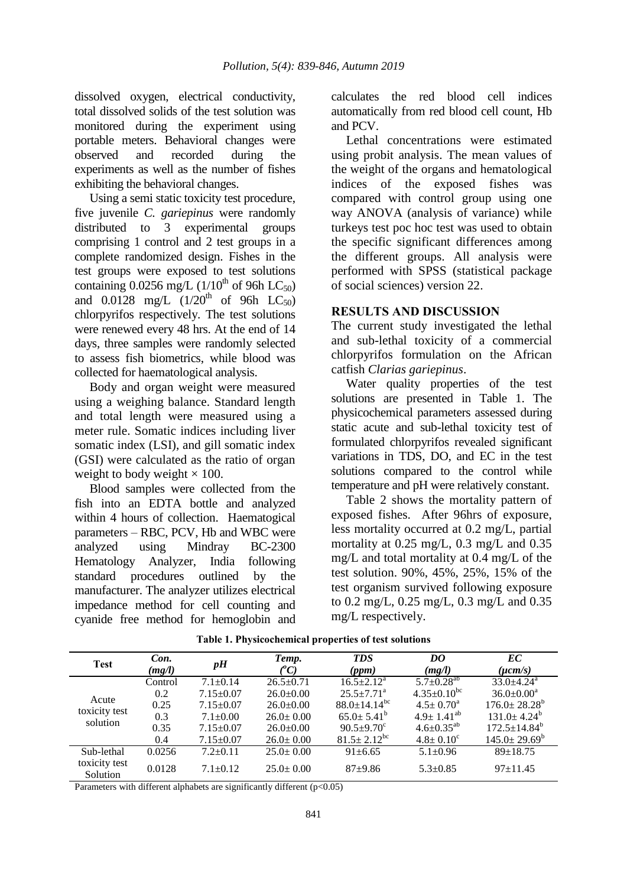dissolved oxygen, electrical conductivity, total dissolved solids of the test solution was monitored during the experiment using portable meters. Behavioral changes were observed and recorded during the experiments as well as the number of fishes exhibiting the behavioral changes.

Using a semi static toxicity test procedure, five juvenile *C. gariepinus* were randomly distributed to 3 experimental groups comprising 1 control and 2 test groups in a complete randomized design. Fishes in the test groups were exposed to test solutions containing 0.0256 mg/L ($1/10^{th}$ of 96h $LC_{50}$) and 0.0128 mg/L ($1/20^{th}$ of 96h $LC_{50}$) chlorpyrifos respectively. The test solutions were renewed every 48 hrs. At the end of 14 days, three samples were randomly selected to assess fish biometrics, while blood was collected for haematological analysis.

Body and organ weight were measured using a weighing balance. Standard length and total length were measured using a meter rule. Somatic indices including liver somatic index (LSI), and gill somatic index (GSI) were calculated as the ratio of organ weight to body weight × 100.

Blood samples were collected from the fish into an EDTA bottle and analyzed within 4 hours of collection. Haematological parameters – RBC, PCV, Hb and WBC were analyzed using Mindray BC-2300 Hematology Analyzer, India following standard procedures outlined by the manufacturer. The analyzer utilizes electrical impedance method for cell counting and cyanide free method for hemoglobin and calculates the red blood cell indices automatically from red blood cell count, Hb and PCV.

Lethal concentrations were estimated using probit analysis. The mean values of the weight of the organs and hematological indices of the exposed fishes was compared with control group using one way ANOVA (analysis of variance) while turkeys test poc hoc test was used to obtain the specific significant differences among the different groups. All analysis were performed with SPSS (statistical package of social sciences) version 22.

## RESULTS AND DISCUSSION

The current study investigated the lethal and sub-lethal toxicity of a commercial chlorpyrifos formulation on the African catfish *Clarias gariepinus*.

Water quality properties of the test solutions are presented in Table 1. The physicochemical parameters assessed during static acute and sub-lethal toxicity test of formulated chlorpyrifos revealed significant variations in TDS, DO, and EC in the test solutions compared to the control while temperature and pH were relatively constant.

Table 2 shows the mortality pattern of exposed fishes. After 96hrs of exposure, less mortality occurred at 0.2 mg/L, partial mortality at 0.25 mg/L, 0.3 mg/L and 0.35 mg/L and total mortality at 0.4 mg/L of the test solution. 90%, 45%, 25%, 15% of the test organism survived following exposure to 0.2 mg/L, 0.25 mg/L, 0.3 mg/L and 0.35 mg/L respectively.

**Table 1. Physicochemical properties of test solutions**

| Test | Con. (mg/l) | pH | Temp. (°C) | TDS (ppm) | DO (mg/l) | EC (µcm/s) |
|---|---|---|---|---|---|---|
| Acute toxicity test solution | Control | 7.1±0.14 | 26.5±0.71 | 16.5±2.12[a] | 5.7±0.28[ab] | 33.0±4.24[a] |
| | 0.2 | 7.15±0.07 | 26.0±0.00 | 25.5±7.71[a] | 4.35±0.10[bc] | 36.0±0.00[a] |
| | 0.25 | 7.15±0.07 | 26.0±0.00 | 88.0±14.14[bc] | 4.5± 0.70[a] | 176.0± 28.28[b] |
| | 0.3 | 7.1±0.00 | 26.0± 0.00 | 65.0± 5.41[b] | 4.9± 1.41[ab] | 131.0± 4.24[b] |
| | 0.35 | 7.15±0.07 | 26.0± 0.00 | 90.5±9.70[c] | 4.6±0.35[ab] | 172.5±14.84[b] |
| | 0.4 | 7.15±0.07 | 26.0± 0.00 | 81.5± 2.12[bc] | 4.8± 0.10[c] | 145.0± 29.69[b] |
| Sub-lethal toxicity test Solution | 0.0256 | 7.2±0.11 | 25.0± 0.00 | 91±6.65 | 5.1±0.96 | 89±18.75 |
| | 0.0128 | 7.1±0.12 | 25.0± 0.00 | 87±9.86 | 5.3±0.85 | 97±11.45 |

Parameters with different alphabets are significantly different ($p<0.05$)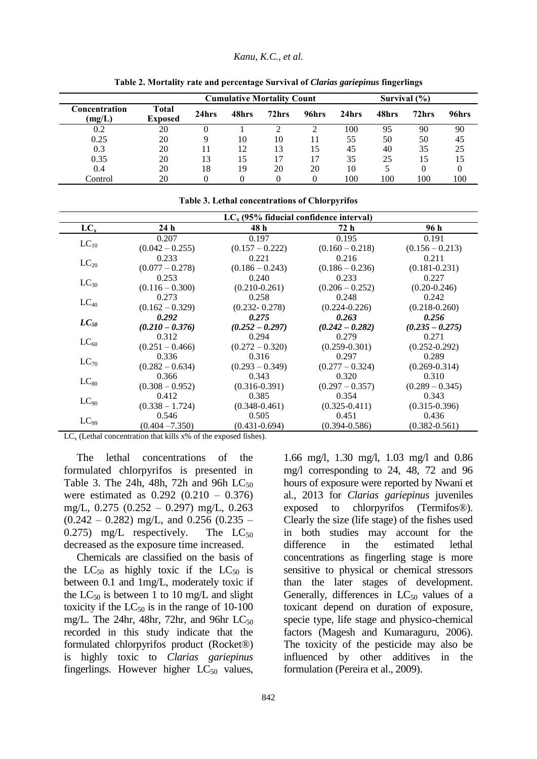**Table 2. Mortality rate and percentage Survival of *Clarias gariepinus* fingerlings**

| Concentration (mg/L) | Total Exposed | Cumulative Mortality Count | | | | Survival (%) | | | |
|---|---|---|---|---|---|---|---|---|---|
| | | 24hrs | 48hrs | 72hrs | 96hrs | 24hrs | 48hrs | 72hrs | 96hrs |
| 0.2 | 20 | 0 | 1 | 2 | 2 | 100 | 95 | 90 | 90 |
| 0.25 | 20 | 9 | 10 | 10 | 11 | 55 | 50 | 50 | 45 |
| 0.3 | 20 | 11 | 12 | 13 | 15 | 45 | 40 | 35 | 25 |
| 0.35 | 20 | 13 | 15 | 17 | 17 | 35 | 25 | 15 | 15 |
| 0.4 | 20 | 18 | 19 | 20 | 20 | 10 | 5 | 0 | 0 |
| Control | 20 | 0 | 0 | 0 | 0 | 100 | 100 | 100 | 100 |

**Table 3. Lethal concentrations of Chlorpyrifos**

| $LC_x$ | $LC_x$ (95% fiducial confidence interval) 24 h | 48 h | 72 h | 96 h |
|---|---|---|---|---|
| $LC_{10}$ | 0.207 (0.042 – 0.255) | 0.197 (0.157 – 0.222) | 0.195 (0.160 – 0.218) | 0.191 (0.156 – 0.213) |
| $LC_{20}$ | 0.233 (0.077 – 0.278) | 0.221 (0.186 – 0.243) | 0.216 (0.186 – 0.236) | 0.211 (0.181-0.231) |
| $LC_{30}$ | 0.253 (0.116 – 0.300) | 0.240 (0.210-0.261) | 0.233 (0.206 – 0.252) | 0.227 (0.20-0.246) |
| $LC_{40}$ | 0.273 (0.162 – 0.329) | 0.258 (0.232- 0.278) | 0.248 (0.224-0.226) | 0.242 (0.218-0.260) |
| ***$LC_{50}$*** | ***0.292 (0.210 – 0.376)*** | ***0.275 (0.252 – 0.297)*** | ***0.263 (0.242 – 0.282)*** | ***0.256 (0.235 – 0.275)*** |
| $LC_{60}$ | 0.312 (0.251 – 0.466) | 0.294 (0.272 – 0.320) | 0.279 (0.259-0.301) | 0.271 (0.252-0.292) |
| $LC_{70}$ | 0.336 (0.282 – 0.634) | 0.316 (0.293 – 0.349) | 0.297 (0.277 – 0.324) | 0.289 (0.269-0.314) |
| $LC_{80}$ | 0.366 (0.308 – 0.952) | 0.343 (0.316-0.391) | 0.320 (0.297 – 0.357) | 0.310 (0.289 – 0.345) |
| $LC_{90}$ | 0.412 (0.338 – 1.724) | 0.385 (0.348-0.461) | 0.354 (0.325-0.411) | 0.343 (0.315-0.396) |
| $LC_{99}$ | 0.546 (0.404 –7.350) | 0.505 (0.431-0.694) | 0.451 (0.394-0.586) | 0.436 (0.382-0.561) |

$LC_x$ (Lethal concentration that kills x% of the exposed fishes).

The lethal concentrations of the formulated chlorpyrifos is presented in Table 3. The 24h, 48h, 72h and 96h $LC_{50}$ were estimated as 0.292 (0.210 – 0.376) mg/L, 0.275 (0.252 – 0.297) mg/L, 0.263 (0.242 – 0.282) mg/L, and 0.256 (0.235 – 0.275) mg/L respectively. The $LC_{50}$ decreased as the exposure time increased.

Chemicals are classified on the basis of the $LC_{50}$ as highly toxic if the $LC_{50}$ is between 0.1 and 1mg/L, moderately toxic if the $LC_{50}$ is between 1 to 10 mg/L and slight toxicity if the $LC_{50}$ is in the range of 10-100 mg/L. The 24hr, 48hr, 72hr, and 96hr $LC_{50}$ recorded in this study indicate that the formulated chlorpyrifos product (Rocket®) is highly toxic to *Clarias gariepinus* fingerlings. However higher $LC_{50}$ values, 1.66 mg/l, 1.30 mg/l, 1.03 mg/l and 0.86 mg/l corresponding to 24, 48, 72 and 96 hours of exposure were reported by Nwani et al., 2013 for *Clarias gariepinus* juveniles exposed to chlorpyrifos (Termifos®). Clearly the size (life stage) of the fishes used in both studies may account for the difference in the estimated lethal concentrations as fingerling stage is more sensitive to physical or chemical stressors than the later stages of development. Generally, differences in $LC_{50}$ values of a toxicant depend on duration of exposure, specie type, life stage and physico-chemical factors (Magesh and Kumaraguru, 2006). The toxicity of the pesticide may also be influenced by other additives in the formulation (Pereira et al., 2009).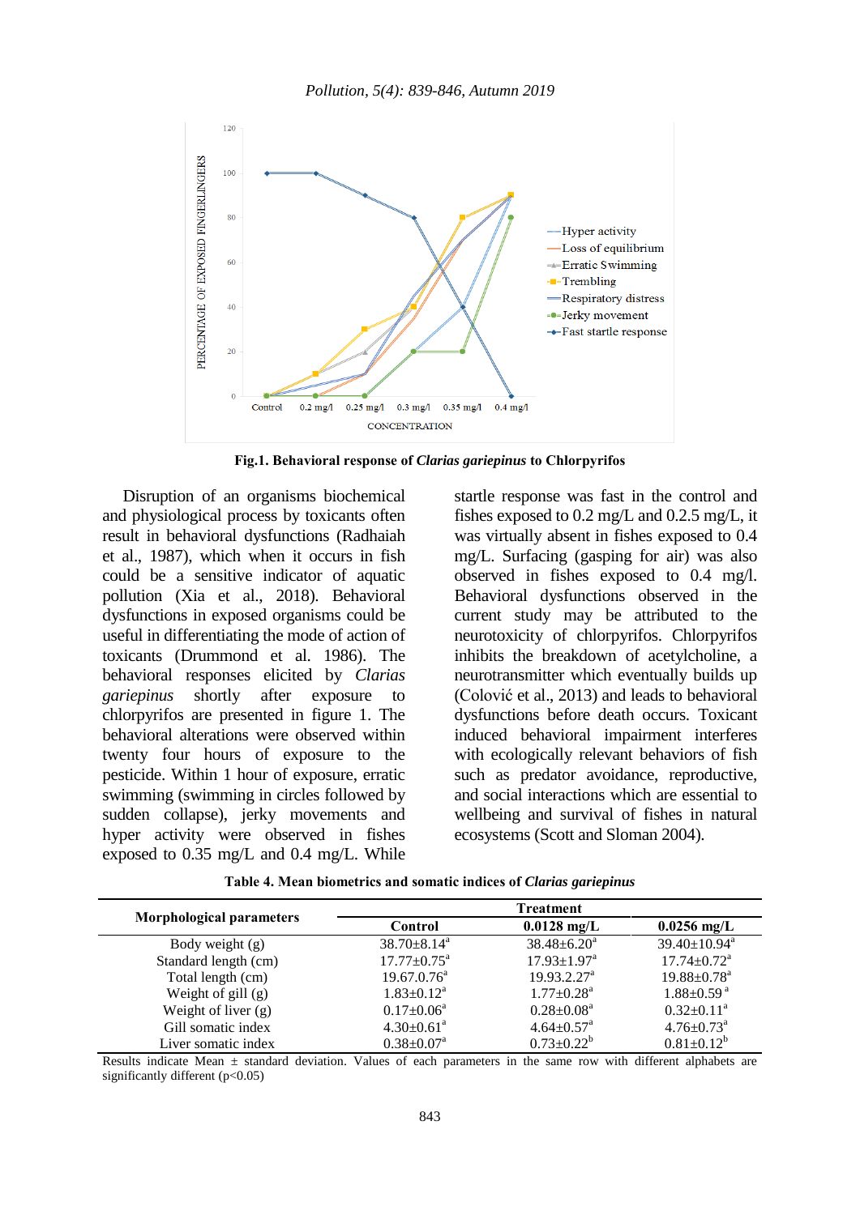Fig.1. Behavioral response of *Clarias gariepinus* to Chlorpyrifos

Disruption of an organisms biochemical and physiological process by toxicants often result in behavioral dysfunctions (Radhaiah et al., 1987), which when it occurs in fish could be a sensitive indicator of aquatic pollution (Xia et al., 2018). Behavioral dysfunctions in exposed organisms could be useful in differentiating the mode of action of toxicants (Drummond et al. 1986). The behavioral responses elicited by *Clarias gariepinus* shortly after exposure to chlorpyrifos are presented in figure 1. The behavioral alterations were observed within twenty four hours of exposure to the pesticide. Within 1 hour of exposure, erratic swimming (swimming in circles followed by sudden collapse), jerky movements and hyper activity were observed in fishes exposed to 0.35 mg/L and 0.4 mg/L. While startle response was fast in the control and fishes exposed to 0.2 mg/L and 0.2.5 mg/L, it was virtually absent in fishes exposed to 0.4 mg/L. Surfacing (gasping for air) was also observed in fishes exposed to 0.4 mg/l. Behavioral dysfunctions observed in the current study may be attributed to the neurotoxicity of chlorpyrifos. Chlorpyrifos inhibits the breakdown of acetylcholine, a neurotransmitter which eventually builds up (Colović et al., 2013) and leads to behavioral dysfunctions before death occurs. Toxicant induced behavioral impairment interferes with ecologically relevant behaviors of fish such as predator avoidance, reproductive, and social interactions which are essential to wellbeing and survival of fishes in natural ecosystems (Scott and Sloman 2004).

**Table 4. Mean biometrics and somatic indices of *Clarias gariepinus***

| Morphological parameters | Treatment | | |
|---|---|---|---|
| | **Control** | **0.0128 mg/L** | **0.0256 mg/L** |
| Body weight (g) | 38.70±8.14[a] | 38.48±6.20[a] | 39.40±10.94[a] |
| Standard length (cm) | 17.77±0.75[a] | 17.93±1.97[a] | 17.74±0.72[a] |
| Total length (cm) | 19.67.0.76[a] | 19.93.2.27[a] | 19.88±0.78[a] |
| Weight of gill (g) | 1.83±0.12[a] | 1.77±0.28[a] | 1.88±0.59[a] |
| Weight of liver (g) | 0.17±0.06[a] | 0.28±0.08[a] | 0.32±0.11[a] |
| Gill somatic index | 4.30±0.61[a] | 4.64±0.57[a] | 4.76±0.73[a] |
| Liver somatic index | 0.38±0.07[a] | 0.73±0.22[b] | 0.81±0.12[b] |

Results indicate Mean ± standard deviation. Values of each parameters in the same row with different alphabets are significantly different ($p<0.05$)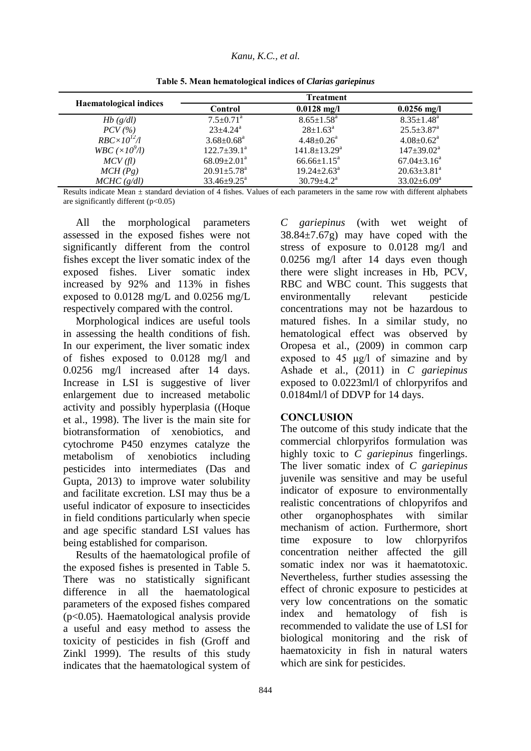**Table 5. Mean hematological indices of *Clarias gariepinus***

| Haematological indices | Treatment | | |
|---|---|---|---|
| | Control | 0.0128 mg/l | 0.0256 mg/l |
| *Hb (g/dl)* | $7.5±0.71^a$ | $8.65±1.58^a$ | $8.35±1.48^a$ |
| *PCV (%)* | $23±4.24^a$ | $28±1.63^a$ | $25.5±3.87^a$ |
| *RBC×10^12/l* | $3.68±0.68^a$ | $4.48±0.26^a$ | $4.08±0.62^a$ |
| *WBC (×10^9/l)* | $122.7±39.1^a$ | $141.8±13.29^a$ | $147±39.02^a$ |
| *MCV (fl)* | $68.09±2.01^a$ | $66.66±1.15^a$ | $67.04±3.16^a$ |
| *MCH (Pg)* | $20.91±5.78^a$ | $19.24±2.63^a$ | $20.63±3.81^a$ |
| *MCHC (g/dl)* | $33.46±9.25^a$ | $30.79±4.2^a$ | $33.02±6.09^a$ |

Results indicate Mean ± standard deviation of 4 fishes. Values of each parameters in the same row with different alphabets are significantly different ($p<0.05$)

All the morphological parameters assessed in the exposed fishes were not significantly different from the control fishes except the liver somatic index of the exposed fishes. Liver somatic index increased by 92% and 113% in fishes exposed to 0.0128 mg/L and 0.0256 mg/L respectively compared with the control.

Morphological indices are useful tools in assessing the health conditions of fish. In our experiment, the liver somatic index of fishes exposed to 0.0128 mg/l and 0.0256 mg/l increased after 14 days. Increase in LSI is suggestive of liver enlargement due to increased metabolic activity and possibly hyperplasia ((Hoque et al., 1998). The liver is the main site for biotransformation of xenobiotics, and cytochrome P450 enzymes catalyze the metabolism of xenobiotics including pesticides into intermediates (Das and Gupta, 2013) to improve water solubility and facilitate excretion. LSI may thus be a useful indicator of exposure to insecticides in field conditions particularly when specie and age specific standard LSI values has being established for comparison.

Results of the haematological profile of the exposed fishes is presented in Table 5. There was no statistically significant difference in all the haematological parameters of the exposed fishes compared ($p<0.05$). Haematological analysis provide a useful and easy method to assess the toxicity of pesticides in fish (Groff and Zinkl 1999). The results of this study indicates that the haematological system of *C gariepinus* (with wet weight of 38.84±7.67g) may have coped with the stress of exposure to 0.0128 mg/l and 0.0256 mg/l after 14 days even though there were slight increases in Hb, PCV, RBC and WBC count. This suggests that environmentally relevant pesticide concentrations may not be hazardous to matured fishes. In a similar study, no hematological effect was observed by Oropesa et al., (2009) in common carp exposed to 45 μg/l of simazine and by Ashade et al., (2011) in *C gariepinus* exposed to 0.0223ml/l of chlorpyrifos and 0.0184ml/l of DDVP for 14 days.

## CONCLUSION

The outcome of this study indicate that the commercial chlorpyrifos formulation was highly toxic to *C gariepinus* fingerlings. The liver somatic index of *C gariepinus* juvenile was sensitive and may be useful indicator of exposure to environmentally realistic concentrations of chlopyrifos and other organophosphates with similar mechanism of action. Furthermore, short time exposure to low chlorpyrifos concentration neither affected the gill somatic index nor was it haematotoxic. Nevertheless, further studies assessing the effect of chronic exposure to pesticides at very low concentrations on the somatic index and hematology of fish is recommended to validate the use of LSI for biological monitoring and the risk of haematoxicity in fish in natural waters which are sink for pesticides.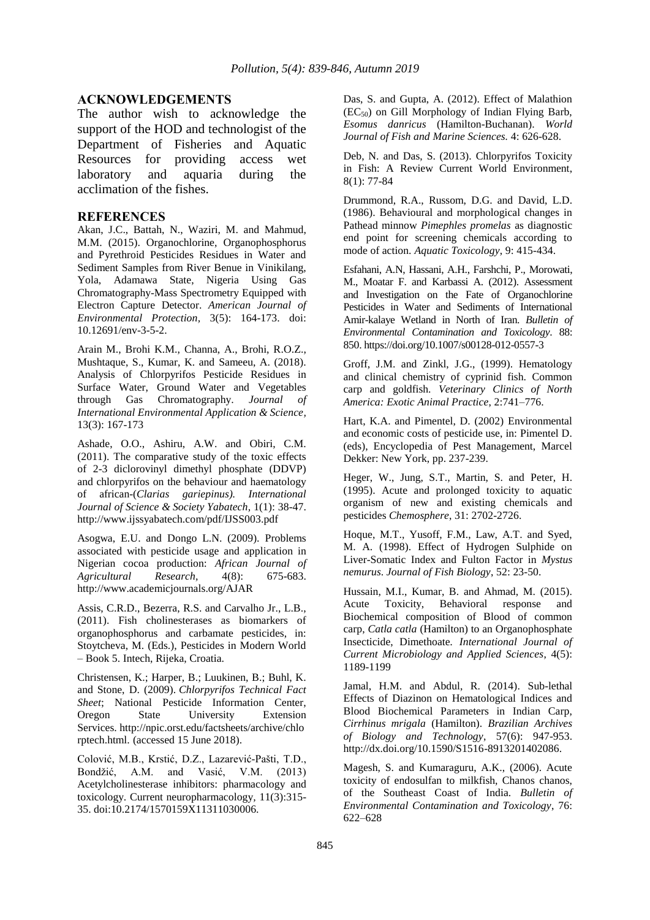## ACKNOWLEDGEMENTS

The author wish to acknowledge the support of the HOD and technologist of the Department of Fisheries and Aquatic Resources for providing access wet laboratory and aquaria during the acclimation of the fishes.

## REFERENCES

Akan, J.C., Battah, N., Waziri, M. and Mahmud, M.M. (2015). Organochlorine, Organophosphorus and Pyrethroid Pesticides Residues in Water and Sediment Samples from River Benue in Vinikilang, Yola, Adamawa State, Nigeria Using Gas Chromatography-Mass Spectrometry Equipped with Electron Capture Detector. *American Journal of Environmental Protection*, 3(5): 164-173. doi: 10.12691/env-3-5-2.

Arain M., Brohi K.M., Channa, A., Brohi, R.O.Z., Mushtaque, S., Kumar, K. and Sameeu, A. (2018). Analysis of Chlorpyrifos Pesticide Residues in Surface Water, Ground Water and Vegetables through Gas Chromatography. *Journal of International Environmental Application & Science*, 13(3): 167-173

Ashade, O.O., Ashiru, A.W. and Obiri, C.M. (2011). The comparative study of the toxic effects of 2-3 diclorovinyl dimethyl phosphate (DDVP) and chlorpyrifos on the behaviour and haematology of african-(*Clarias gariepinus). International Journal of Science & Society Yabatech*, 1(1): 38-47. http://www.ijssyabatech.com/pdf/IJSS003.pdf

Asogwa, E.U. and Dongo L.N. (2009). Problems associated with pesticide usage and application in Nigerian cocoa production: *African Journal of Agricultural Research,* 4(8): 675-683. http://www.academicjournals.org/AJAR

Assis, C.R.D., Bezerra, R.S. and Carvalho Jr., L.B., (2011). Fish cholinesterases as biomarkers of organophosphorus and carbamate pesticides, in: Stoytcheva, M. (Eds.), Pesticides in Modern World – Book 5. Intech, Rijeka, Croatia.

Christensen, K.; Harper, B.; Luukinen, B.; Buhl, K. and Stone, D. (2009). *Chlorpyrifos Technical Fact Sheet*; National Pesticide Information Center, Oregon State University Extension Services. http://npic.orst.edu/factsheets/archive/chlorptech.html. (accessed 15 June 2018).

Colović, M.B., Krstić, D.Z., Lazarević-Pašti, T.D., Bondžić, A.M. and Vasić, V.M. (2013) Acetylcholinesterase inhibitors: pharmacology and toxicology. Current neuropharmacology, 11(3):315-35. doi:10.2174/1570159X11311030006.

Das, S. and Gupta, A. (2012). Effect of Malathion ($EC_{50}$) on Gill Morphology of Indian Flying Barb, *Esomus danricus* (Hamilton-Buchanan). *World Journal of Fish and Marine Sciences.* 4: 626-628.

Deb, N. and Das, S. (2013). Chlorpyrifos Toxicity in Fish: A Review Current World Environment, 8(1): 77-84

Drummond, R.A., Russom, D.G. and David, L.D. (1986). Behavioural and morphological changes in Pathead minnow *Pimephles promelas* as diagnostic end point for screening chemicals according to mode of action. *Aquatic Toxicology*, 9: 415-434.

Esfahani, A.N, Hassani, A.H., Farshchi, P., Morowati, M., Moatar F. and Karbassi A. (2012). Assessment and Investigation on the Fate of Organochlorine Pesticides in Water and Sediments of International Amir-kalaye Wetland in North of Iran. *Bulletin of Environmental Contamination and Toxicology*. 88: 850. https://doi.org/10.1007/s00128-012-0557-3

Groff, J.M. and Zinkl, J.G., (1999). Hematology and clinical chemistry of cyprinid fish. Common carp and goldfish. *Veterinary Clinics of North America: Exotic Animal Practice*, 2:741–776.

Hart, K.A. and Pimentel, D. (2002) Environmental and economic costs of pesticide use, in: Pimentel D. (eds), Encyclopedia of Pest Management, Marcel Dekker: New York, pp. 237-239.

Heger, W., Jung, S.T., Martin, S. and Peter, H. (1995). Acute and prolonged toxicity to aquatic organism of new and existing chemicals and pesticides *Chemosphere*, 31: 2702-2726.

Hoque, M.T., Yusoff, F.M., Law, A.T. and Syed, M. A. (1998). Effect of Hydrogen Sulphide on Liver-Somatic Index and Fulton Factor in *Mystus nemurus*. *Journal of Fish Biology*, 52: 23-50.

Hussain, M.I., Kumar, B. and Ahmad, M. (2015). Acute Toxicity, Behavioral response and Biochemical composition of Blood of common carp, *Catla catla* (Hamilton) to an Organophosphate Insecticide, Dimethoate. *International Journal of Current Microbiology and Applied Sciences*, 4(5): 1189-1199

Jamal, H.M. and Abdul, R. (2014). Sub-lethal Effects of Diazinon on Hematological Indices and Blood Biochemical Parameters in Indian Carp, *Cirrhinus mrigala* (Hamilton). *Brazilian Archives of Biology and Technology*, 57(6): 947-953. http://dx.doi.org/10.1590/S1516-8913201402086.

Magesh, S. and Kumaraguru, A.K., (2006). Acute toxicity of endosulfan to milkfish, Chanos chanos, of the Southeast Coast of India. *Bulletin of Environmental Contamination and Toxicology*, 76: 622–628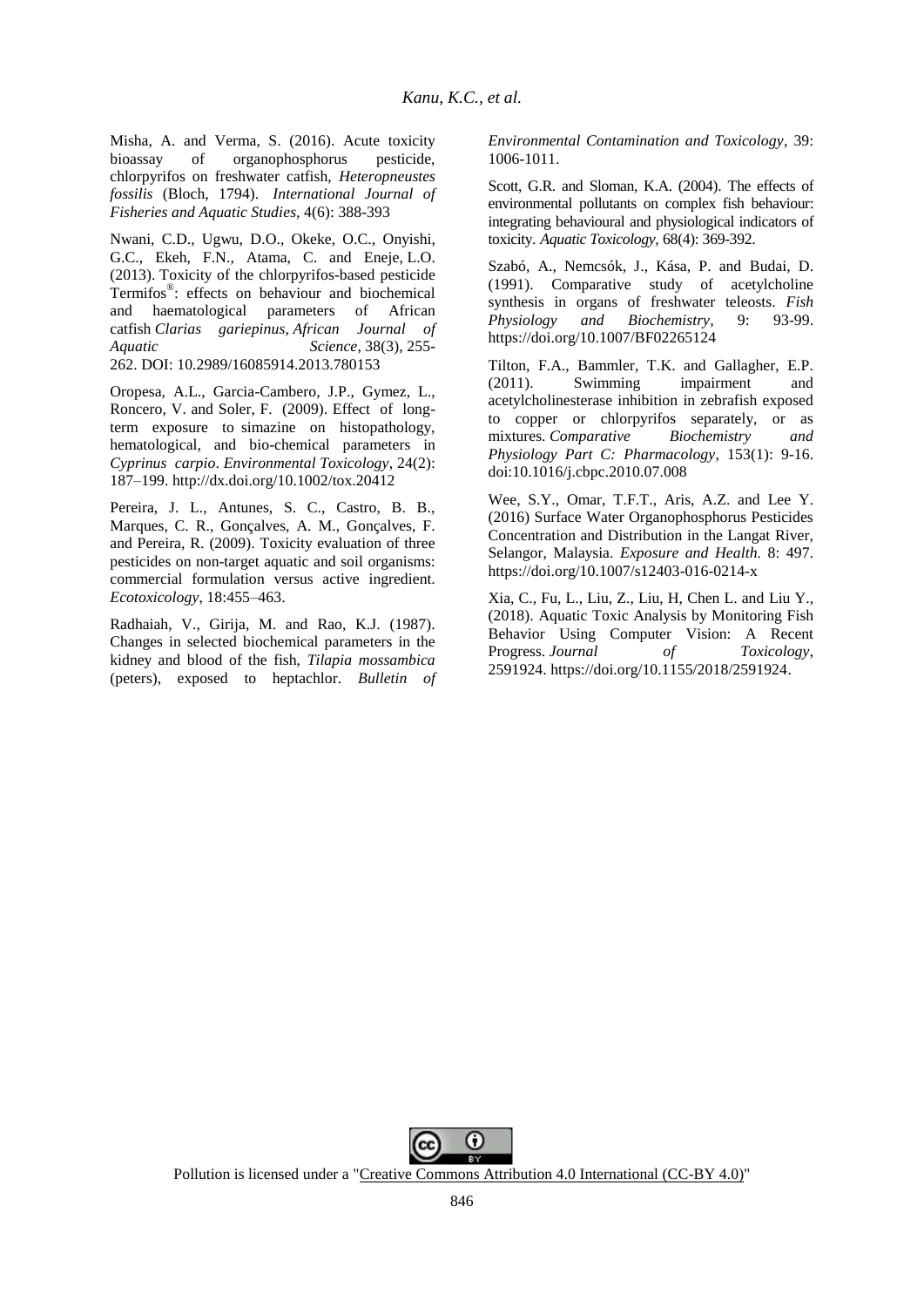Misha, A. and Verma, S. (2016). Acute toxicity bioassay of organophosphorus pesticide, chlorpyrifos on freshwater catfish, *Heteropneustes fossilis* (Bloch, 1794). *International Journal of Fisheries and Aquatic Studies*, 4(6): 388-393

Nwani, C.D., Ugwu, D.O., Okeke, O.C., Onyishi, G.C., Ekeh, F.N., Atama, C. and Eneje, L.O. (2013). Toxicity of the chlorpyrifos-based pesticide Termifos®: effects on behaviour and biochemical and haematological parameters of African catfish *Clarias gariepinus*, *African Journal of Aquatic Science*, 38(3), 255-262. DOI: 10.2989/16085914.2013.780153

Oropesa, A.L., Garcia-Cambero, J.P., Gymez, L., Roncero, V. and Soler, F. (2009). Effect of long-term exposure to simazine on histopathology, hematological, and bio-chemical parameters in *Cyprinus carpio*. *Environmental Toxicology*, 24(2): 187–199. http://dx.doi.org/10.1002/tox.20412

Pereira, J. L., Antunes, S. C., Castro, B. B., Marques, C. R., Gonçalves, A. M., Gonçalves, F. and Pereira, R. (2009). Toxicity evaluation of three pesticides on non-target aquatic and soil organisms: commercial formulation versus active ingredient. *Ecotoxicology*, 18:455–463.

Radhaiah, V., Girija, M. and Rao, K.J. (1987). Changes in selected biochemical parameters in the kidney and blood of the fish, *Tilapia mossambica* (peters), exposed to heptachlor. *Bulletin of Environmental Contamination and Toxicology*, 39: 1006-1011.

Scott, G.R. and Sloman, K.A. (2004). The effects of environmental pollutants on complex fish behaviour: integrating behavioural and physiological indicators of toxicity. *Aquatic Toxicology*, 68(4): 369-392.

Szabó, A., Nemcsók, J., Kása, P. and Budai, D. (1991). Comparative study of acetylcholine synthesis in organs of freshwater teleosts. *Fish Physiology and Biochemistry*, 9: 93-99. https://doi.org/10.1007/BF02265124

Tilton, F.A., Bammler, T.K. and Gallagher, E.P. (2011). Swimming impairment and acetylcholinesterase inhibition in zebrafish exposed to copper or chlorpyrifos separately, or as mixtures. *Comparative Biochemistry and Physiology Part C: Pharmacology*, 153(1): 9-16. doi:10.1016/j.cbpc.2010.07.008

Wee, S.Y., Omar, T.F.T., Aris, A.Z. and Lee Y. (2016) Surface Water Organophosphorus Pesticides Concentration and Distribution in the Langat River, Selangor, Malaysia. *Exposure and Health*. 8: 497. https://doi.org/10.1007/s12403-016-0214-x

Xia, C., Fu, L., Liu, Z., Liu, H, Chen L. and Liu Y., (2018). Aquatic Toxic Analysis by Monitoring Fish Behavior Using Computer Vision: A Recent Progress. *Journal of Toxicology*, 2591924. https://doi.org/10.1155/2018/2591924.

Pollution is licensed under a "Creative Commons Attribution 4.0 International (CC-BY 4.0)"